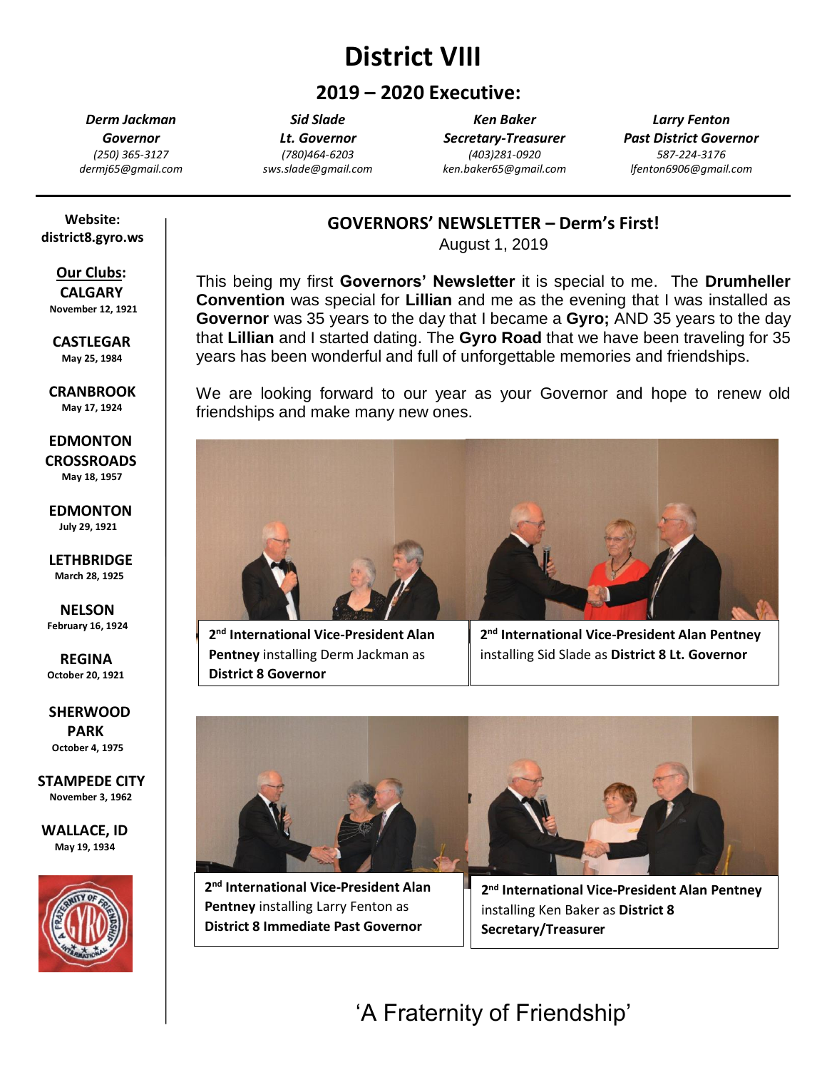# District VIII

## 2019 – 2020 Executive:

| *Derm Jackman* | *Sid Slade* | *Ken Baker* | *Larry Fenton* |
|---|---|---|---|
| ***Governor*** | ***Lt. Governor*** | ***Secretary-Treasurer*** | ***Past District Governor*** |
| *(250) 365-3127* | *(780)464-6203* | *(403)281-0920* | *587-224-3176* |
| *dermj65@gmail.com* | *sws.slade@gmail.com* | *ken.baker65@gmail.com* | *lfenton6906@gmail.com* |

**Website:**
**district8.gyro.ws**

**Our Clubs:**

**CALGARY**
November 12, 1921

**CASTLEGAR**
May 25, 1984

**CRANBROOK**
May 17, 1924

**EDMONTON CROSSROADS**
May 18, 1957

**EDMONTON**
July 29, 1921

**LETHBRIDGE**
March 28, 1925

**NELSON**
February 16, 1924

**REGINA**
October 20, 1921

**SHERWOOD PARK**
October 4, 1975

**STAMPEDE CITY**
November 3, 1962

**WALLACE, ID**
May 19, 1934

### GOVERNORS' NEWSLETTER – Derm's First!

August 1, 2019

This being my first **Governors' Newsletter** it is special to me. The **Drumheller Convention** was special for **Lillian** and me as the evening that I was installed as **Governor** was 35 years to the day that I became a **Gyro;** AND 35 years to the day that **Lillian** and I started dating. The **Gyro Road** that we have been traveling for 35 years has been wonderful and full of unforgettable memories and friendships.

We are looking forward to our year as your Governor and hope to renew old friendships and make many new ones.

**2nd International Vice-President Alan Pentney** installing Derm Jackman as **District 8 Governor**

**2nd International Vice-President Alan Pentney** installing Sid Slade as **District 8 Lt. Governor**

**2nd International Vice-President Alan Pentney** installing Larry Fenton as **District 8 Immediate Past Governor**

**2nd International Vice-President Alan Pentney** installing Ken Baker as **District 8 Secretary/Treasurer**

'A Fraternity of Friendship'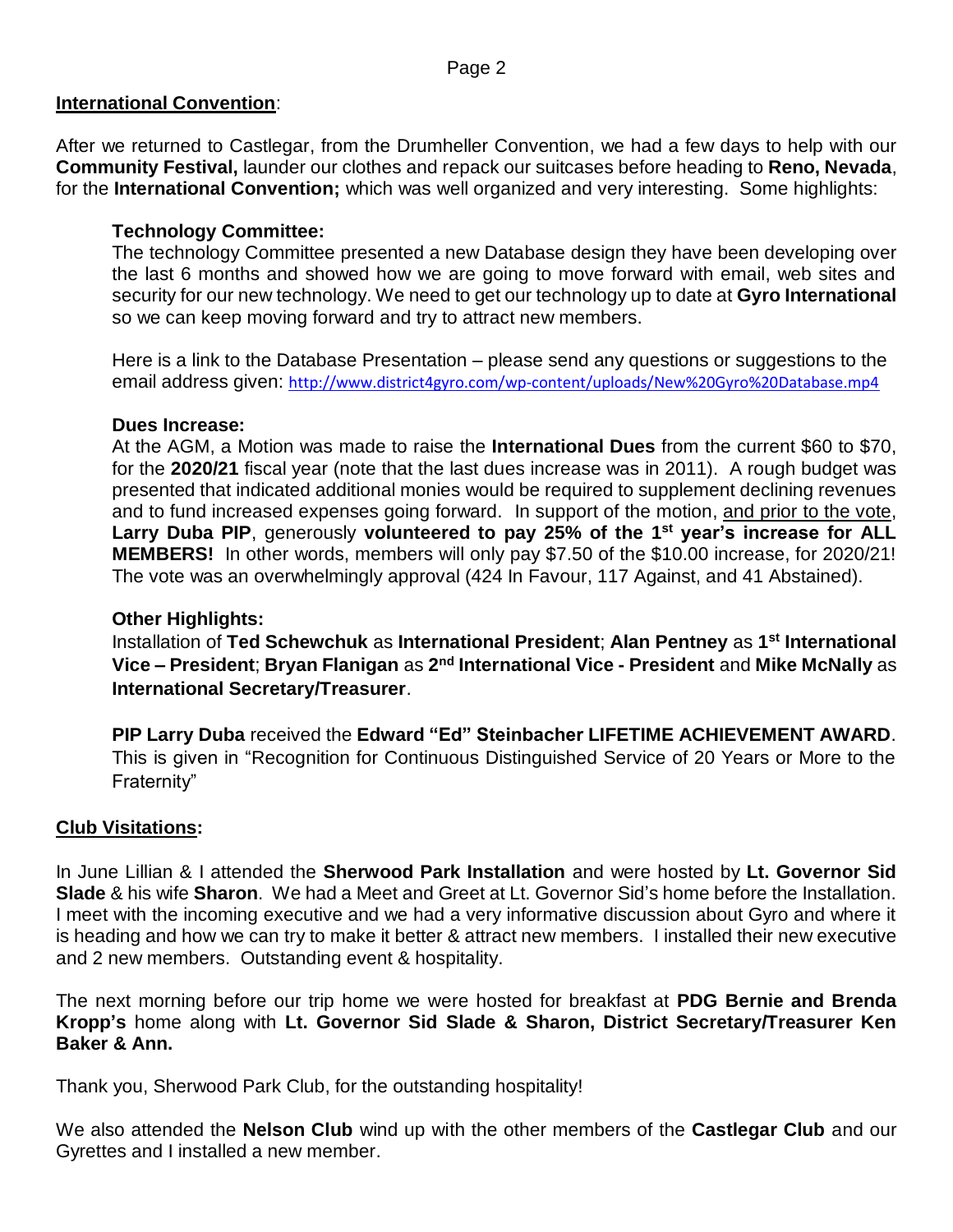## International Convention:

After we returned to Castlegar, from the Drumheller Convention, we had a few days to help with our **Community Festival,** launder our clothes and repack our suitcases before heading to **Reno, Nevada**, for the **International Convention;** which was well organized and very interesting. Some highlights:

**Technology Committee:**
The technology Committee presented a new Database design they have been developing over the last 6 months and showed how we are going to move forward with email, web sites and security for our new technology. We need to get our technology up to date at **Gyro International** so we can keep moving forward and try to attract new members.

Here is a link to the Database Presentation – please send any questions or suggestions to the email address given: http://www.district4gyro.com/wp-content/uploads/New%20Gyro%20Database.mp4

**Dues Increase:**
At the AGM, a Motion was made to raise the **International Dues** from the current $60 to $70, for the **2020/21** fiscal year (note that the last dues increase was in 2011). A rough budget was presented that indicated additional monies would be required to supplement declining revenues and to fund increased expenses going forward. In support of the motion, and prior to the vote, **Larry Duba PIP**, generously **volunteered to pay 25% of the 1st year's increase for ALL MEMBERS!** In other words, members will only pay $7.50 of the $10.00 increase, for 2020/21! The vote was an overwhelmingly approval (424 In Favour, 117 Against, and 41 Abstained).

**Other Highlights:**
Installation of **Ted Schewchuk** as **International President**; **Alan Pentney** as **1st International Vice – President**; **Bryan Flanigan** as **2nd International Vice - President** and **Mike McNally** as **International Secretary/Treasurer**.

**PIP Larry Duba** received the **Edward "Ed" Steinbacher LIFETIME ACHIEVEMENT AWARD**. This is given in "Recognition for Continuous Distinguished Service of 20 Years or More to the Fraternity"

## Club Visitations:

In June Lillian & I attended the **Sherwood Park Installation** and were hosted by **Lt. Governor Sid Slade** & his wife **Sharon**. We had a Meet and Greet at Lt. Governor Sid's home before the Installation. I meet with the incoming executive and we had a very informative discussion about Gyro and where it is heading and how we can try to make it better & attract new members. I installed their new executive and 2 new members. Outstanding event & hospitality.

The next morning before our trip home we were hosted for breakfast at **PDG Bernie and Brenda Kropp's** home along with **Lt. Governor Sid Slade & Sharon, District Secretary/Treasurer Ken Baker & Ann.**

Thank you, Sherwood Park Club, for the outstanding hospitality!

We also attended the **Nelson Club** wind up with the other members of the **Castlegar Club** and our Gyrettes and I installed a new member.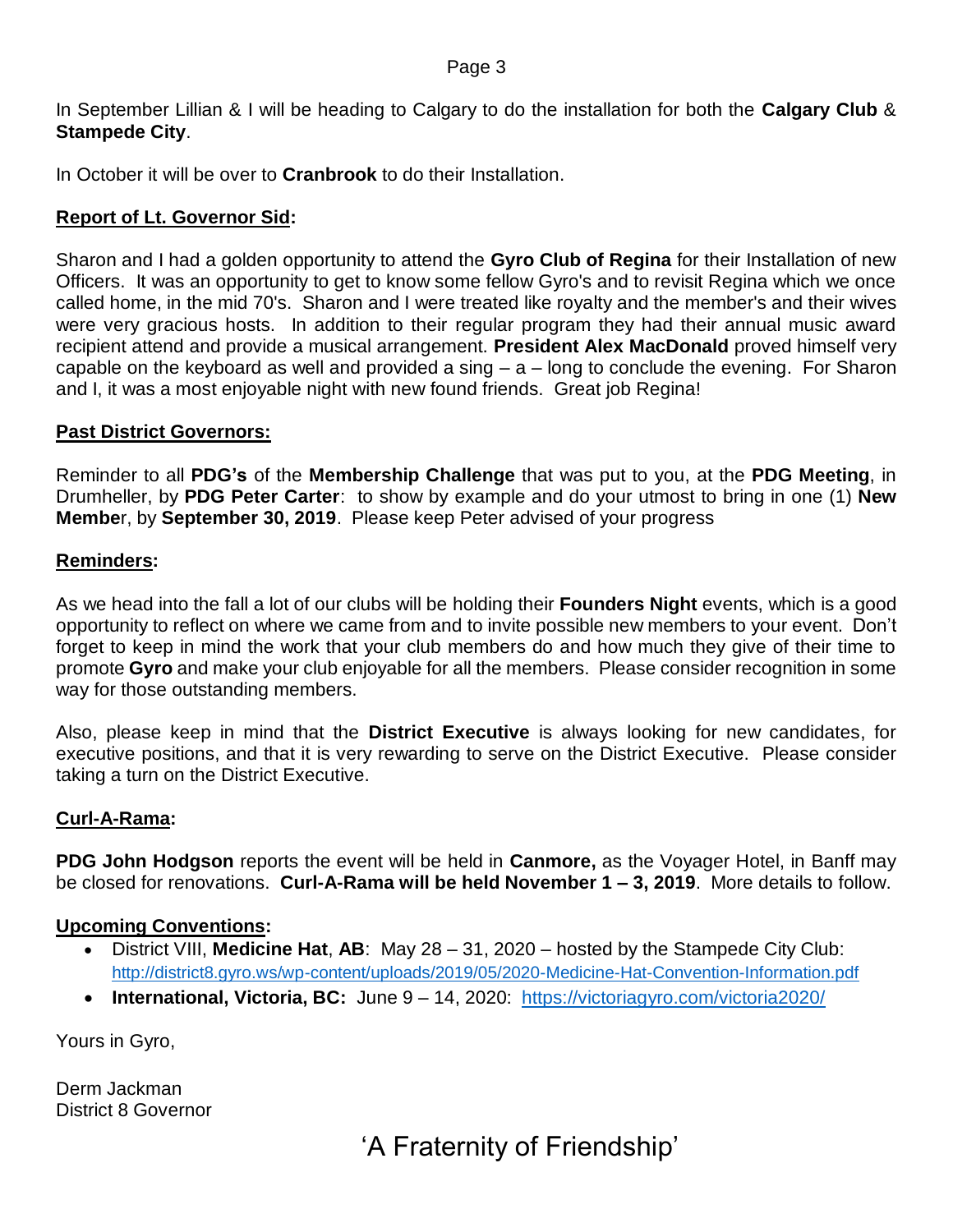In September Lillian & I will be heading to Calgary to do the installation for both the **Calgary Club** & **Stampede City**.

In October it will be over to **Cranbrook** to do their Installation.

**Report of Lt. Governor Sid:**

Sharon and I had a golden opportunity to attend the **Gyro Club of Regina** for their Installation of new Officers. It was an opportunity to get to know some fellow Gyro's and to revisit Regina which we once called home, in the mid 70's. Sharon and I were treated like royalty and the member's and their wives were very gracious hosts. In addition to their regular program they had their annual music award recipient attend and provide a musical arrangement. **President Alex MacDonald** proved himself very capable on the keyboard as well and provided a sing – a – long to conclude the evening. For Sharon and I, it was a most enjoyable night with new found friends. Great job Regina!

**Past District Governors:**

Reminder to all **PDG's** of the **Membership Challenge** that was put to you, at the **PDG Meeting**, in Drumheller, by **PDG Peter Carter**: to show by example and do your utmost to bring in one (1) **New Membe**r, by **September 30, 2019**. Please keep Peter advised of your progress

**Reminders:**

As we head into the fall a lot of our clubs will be holding their **Founders Night** events, which is a good opportunity to reflect on where we came from and to invite possible new members to your event. Don't forget to keep in mind the work that your club members do and how much they give of their time to promote **Gyro** and make your club enjoyable for all the members. Please consider recognition in some way for those outstanding members.

Also, please keep in mind that the **District Executive** is always looking for new candidates, for executive positions, and that it is very rewarding to serve on the District Executive. Please consider taking a turn on the District Executive.

**Curl-A-Rama:**

**PDG John Hodgson** reports the event will be held in **Canmore,** as the Voyager Hotel, in Banff may be closed for renovations. **Curl-A-Rama will be held November 1 – 3, 2019**. More details to follow.

**Upcoming Conventions:**

- District VIII, **Medicine Hat**, **AB**: May 28 – 31, 2020 – hosted by the Stampede City Club: http://district8.gyro.ws/wp-content/uploads/2019/05/2020-Medicine-Hat-Convention-Information.pdf
- **International, Victoria, BC:** June 9 – 14, 2020: https://victoriagyro.com/victoria2020/

Yours in Gyro,

Derm Jackman
District 8 Governor

'A Fraternity of Friendship'